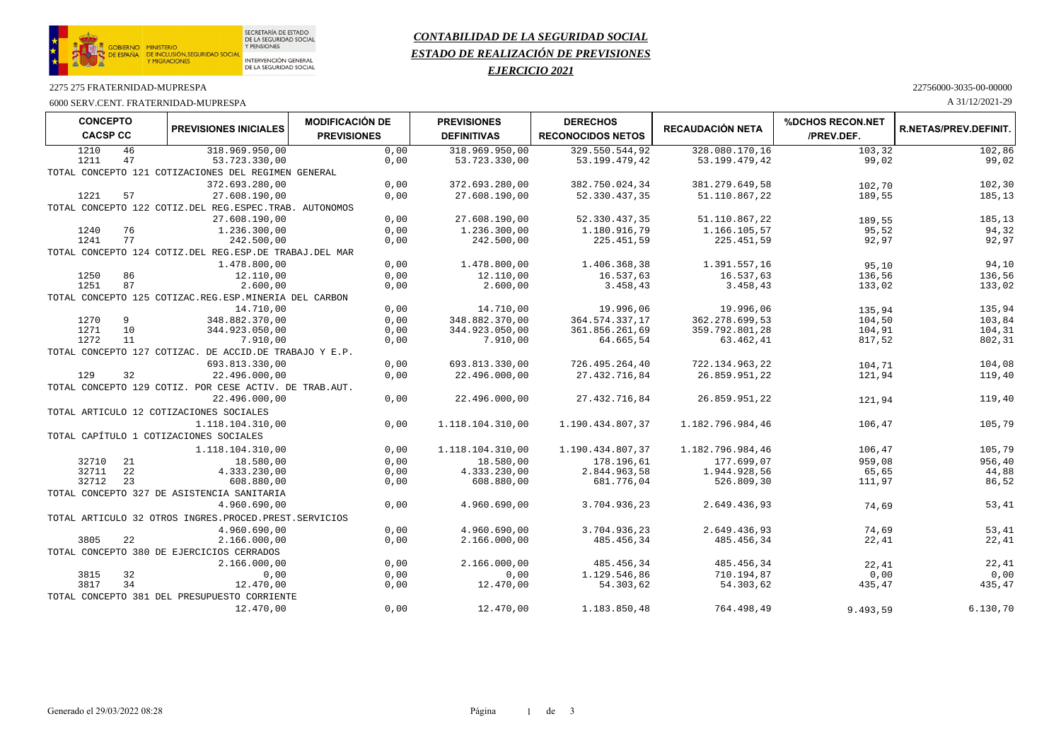SECRETARÍA DE ESTADO DE LA SEGURIDAD SOCIAL Y PENSIONES

GOBIERNO DE ESPAÑA — MINISTERIO DE INCLUSIÓN, SEGURIDAD SOCIAL Y MIGRACIONES

INTERVENCIÓN GENERAL DE LA SEGURIDAD SOCIAL

# *CONTABILIDAD DE LA SEGURIDAD SOCIAL*

## *ESTADO DE REALIZACIÓN DE PREVISIONES*

### *EJERCICIO 2021*

2275 275 FRATERNIDAD-MUPRESPA — 22756000-3035-00-00000

6000 SERV.CENT. FRATERNIDAD-MUPRESPA — A 31/12/2021-29

| CONCEPTO CACSP | CC | PREVISIONES INICIALES | MODIFICACIÓN DE PREVISIONES | PREVISIONES DEFINITIVAS | DERECHOS RECONOCIDOS NETOS | RECAUDACIÓN NETA | %DCHOS RECON.NET /PREV.DEF. | R.NETAS/PREV.DEFINIT. |
|---|---|---|---|---|---|---|---|---|
| 1210 | 46 | 318.969.950,00 | 0,00 | 318.969.950,00 | 329.550.544,92 | 328.080.170,16 | 103,32 | 102,86 |
| 1211 | 47 | 53.723.330,00 | 0,00 | 53.723.330,00 | 53.199.479,42 | 53.199.479,42 | 99,02 | 99,02 |
| TOTAL CONCEPTO 121 COTIZACIONES DEL REGIMEN GENERAL | | | | | | | | |
| | | 372.693.280,00 | 0,00 | 372.693.280,00 | 382.750.024,34 | 381.279.649,58 | 102,70 | 102,30 |
| 1221 | 57 | 27.608.190,00 | 0,00 | 27.608.190,00 | 52.330.437,35 | 51.110.867,22 | 189,55 | 185,13 |
| TOTAL CONCEPTO 122 COTIZ.DEL REG.ESPEC.TRAB. AUTONOMOS | | | | | | | | |
| | | 27.608.190,00 | 0,00 | 27.608.190,00 | 52.330.437,35 | 51.110.867,22 | 189,55 | 185,13 |
| 1240 | 76 | 1.236.300,00 | 0,00 | 1.236.300,00 | 1.180.916,79 | 1.166.105,57 | 95,52 | 94,32 |
| 1241 | 77 | 242.500,00 | 0,00 | 242.500,00 | 225.451,59 | 225.451,59 | 92,97 | 92,97 |
| TOTAL CONCEPTO 124 COTIZ.DEL REG.ESP.DE TRABAJ.DEL MAR | | | | | | | | |
| | | 1.478.800,00 | 0,00 | 1.478.800,00 | 1.406.368,38 | 1.391.557,16 | 95,10 | 94,10 |
| 1250 | 86 | 12.110,00 | 0,00 | 12.110,00 | 16.537,63 | 16.537,63 | 136,56 | 136,56 |
| 1251 | 87 | 2.600,00 | 0,00 | 2.600,00 | 3.458,43 | 3.458,43 | 133,02 | 133,02 |
| TOTAL CONCEPTO 125 COTIZAC.REG.ESP.MINERIA DEL CARBON | | | | | | | | |
| | | 14.710,00 | 0,00 | 14.710,00 | 19.996,06 | 19.996,06 | 135,94 | 135,94 |
| 1270 | 9 | 348.882.370,00 | 0,00 | 348.882.370,00 | 364.574.337,17 | 362.278.699,53 | 104,50 | 103,84 |
| 1271 | 10 | 344.923.050,00 | 0,00 | 344.923.050,00 | 361.856.261,69 | 359.792.801,28 | 104,91 | 104,31 |
| 1272 | 11 | 7.910,00 | 0,00 | 7.910,00 | 64.665,54 | 63.462,41 | 817,52 | 802,31 |
| TOTAL CONCEPTO 127 COTIZAC. DE ACCID.DE TRABAJO Y E.P. | | | | | | | | |
| | | 693.813.330,00 | 0,00 | 693.813.330,00 | 726.495.264,40 | 722.134.963,22 | 104,71 | 104,08 |
| 129 | 32 | 22.496.000,00 | 0,00 | 22.496.000,00 | 27.432.716,84 | 26.859.951,22 | 121,94 | 119,40 |
| TOTAL CONCEPTO 129 COTIZ. POR CESE ACTIV. DE TRAB.AUT. | | | | | | | | |
| | | 22.496.000,00 | 0,00 | 22.496.000,00 | 27.432.716,84 | 26.859.951,22 | 121,94 | 119,40 |
| TOTAL ARTICULO 12 COTIZACIONES SOCIALES | | | | | | | | |
| | | 1.118.104.310,00 | 0,00 | 1.118.104.310,00 | 1.190.434.807,37 | 1.182.796.984,46 | 106,47 | 105,79 |
| TOTAL CAPÍTULO 1 COTIZACIONES SOCIALES | | | | | | | | |
| | | 1.118.104.310,00 | 0,00 | 1.118.104.310,00 | 1.190.434.807,37 | 1.182.796.984,46 | 106,47 | 105,79 |
| 32710 | 21 | 18.580,00 | 0,00 | 18.580,00 | 178.196,61 | 177.699,07 | 959,08 | 956,40 |
| 32711 | 22 | 4.333.230,00 | 0,00 | 4.333.230,00 | 2.844.963,58 | 1.944.928,56 | 65,65 | 44,88 |
| 32712 | 23 | 608.880,00 | 0,00 | 608.880,00 | 681.776,04 | 526.809,30 | 111,97 | 86,52 |
| TOTAL CONCEPTO 327 DE ASISTENCIA SANITARIA | | | | | | | | |
| | | 4.960.690,00 | 0,00 | 4.960.690,00 | 3.704.936,23 | 2.649.436,93 | 74,69 | 53,41 |
| TOTAL ARTICULO 32 OTROS INGRES.PROCED.PREST.SERVICIOS | | | | | | | | |
| | | 4.960.690,00 | 0,00 | 4.960.690,00 | 3.704.936,23 | 2.649.436,93 | 74,69 | 53,41 |
| 3805 | 22 | 2.166.000,00 | 0,00 | 2.166.000,00 | 485.456,34 | 485.456,34 | 22,41 | 22,41 |
| TOTAL CONCEPTO 380 DE EJERCICIOS CERRADOS | | | | | | | | |
| | | 2.166.000,00 | 0,00 | 2.166.000,00 | 485.456,34 | 485.456,34 | 22,41 | 22,41 |
| 3815 | 32 | 0,00 | 0,00 | 0,00 | 1.129.546,86 | 710.194,87 | 0,00 | 0,00 |
| 3817 | 34 | 12.470,00 | 0,00 | 12.470,00 | 54.303,62 | 54.303,62 | 435,47 | 435,47 |
| TOTAL CONCEPTO 381 DEL PRESUPUESTO CORRIENTE | | | | | | | | |
| | | 12.470,00 | 0,00 | 12.470,00 | 1.183.850,48 | 764.498,49 | 9.493,59 | 6.130,70 |

Generado el 29/03/2022 08:28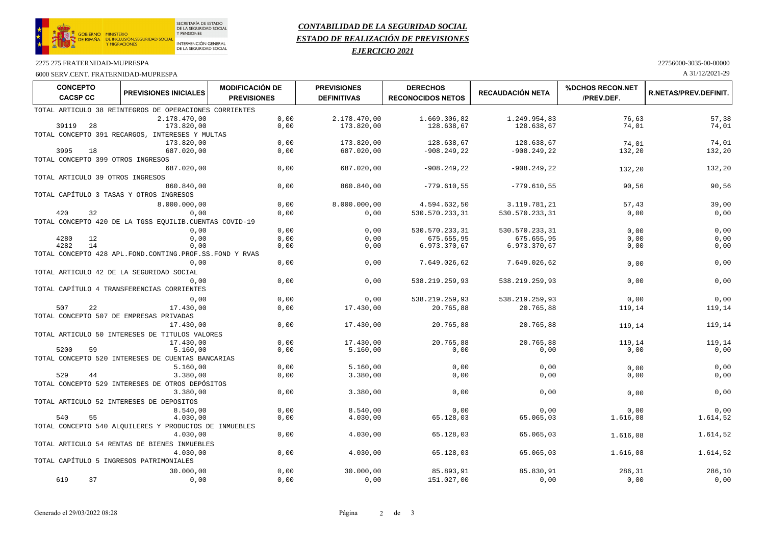## *CONTABILIDAD DE LA SEGURIDAD SOCIAL*
## *ESTADO DE REALIZACIÓN DE PREVISIONES*
## *EJERCICIO 2021*

2275 275 FRATERNIDAD-MUPRESPA — 22756000-3035-00-00000

6000 SERV.CENT. FRATERNIDAD-MUPRESPA — A 31/12/2021-29

| CONCEPTO CACSP CC | PREVISIONES INICIALES | MODIFICACIÓN DE PREVISIONES | PREVISIONES DEFINITIVAS | DERECHOS RECONOCIDOS NETOS | RECAUDACIÓN NETA | %DCHOS RECON.NET /PREV.DEF. | R.NETAS/PREV.DEFINIT. |
|---|---|---|---|---|---|---|---|
| TOTAL ARTICULO 38 REINTEGROS DE OPERACIONES CORRIENTES | | | | | | | |
| | 2.178.470,00 | 0,00 | 2.178.470,00 | 1.669.306,82 | 1.249.954,83 | 76,63 | 57,38 |
| 39119 28 | 173.820,00 | 0,00 | 173.820,00 | 128.638,67 | 128.638,67 | 74,01 | 74,01 |
| TOTAL CONCEPTO 391 RECARGOS, INTERESES Y MULTAS | | | | | | | |
| | 173.820,00 | 0,00 | 173.820,00 | 128.638,67 | 128.638,67 | 74,01 | 74,01 |
| 3995 18 | 687.020,00 | 0,00 | 687.020,00 | -908.249,22 | -908.249,22 | 132,20 | 132,20 |
| TOTAL CONCEPTO 399 OTROS INGRESOS | | | | | | | |
| | 687.020,00 | 0,00 | 687.020,00 | -908.249,22 | -908.249,22 | 132,20 | 132,20 |
| TOTAL ARTICULO 39 OTROS INGRESOS | | | | | | | |
| | 860.840,00 | 0,00 | 860.840,00 | -779.610,55 | -779.610,55 | 90,56 | 90,56 |
| TOTAL CAPÍTULO 3 TASAS Y OTROS INGRESOS | | | | | | | |
| | 8.000.000,00 | 0,00 | 8.000.000,00 | 4.594.632,50 | 3.119.781,21 | 57,43 | 39,00 |
| 420 32 | 0,00 | 0,00 | 0,00 | 530.570.233,31 | 530.570.233,31 | 0,00 | 0,00 |
| TOTAL CONCEPTO 420 DE LA TGSS EQUILIB.CUENTAS COVID-19 | | | | | | | |
| | 0,00 | 0,00 | 0,00 | 530.570.233,31 | 530.570.233,31 | 0,00 | 0,00 |
| 4280 12 | 0,00 | 0,00 | 0,00 | 675.655,95 | 675.655,95 | 0,00 | 0,00 |
| 4282 14 | 0,00 | 0,00 | 0,00 | 6.973.370,67 | 6.973.370,67 | 0,00 | 0,00 |
| TOTAL CONCEPTO 428 APL.FOND.CONTING.PROF.SS.FOND Y RVAS | | | | | | | |
| | 0,00 | 0,00 | 0,00 | 7.649.026,62 | 7.649.026,62 | 0,00 | 0,00 |
| TOTAL ARTICULO 42 DE LA SEGURIDAD SOCIAL | | | | | | | |
| | 0,00 | 0,00 | 0,00 | 538.219.259,93 | 538.219.259,93 | 0,00 | 0,00 |
| TOTAL CAPÍTULO 4 TRANSFERENCIAS CORRIENTES | | | | | | | |
| | 0,00 | 0,00 | 0,00 | 538.219.259,93 | 538.219.259,93 | 0,00 | 0,00 |
| 507 22 | 17.430,00 | 0,00 | 17.430,00 | 20.765,88 | 20.765,88 | 119,14 | 119,14 |
| TOTAL CONCEPTO 507 DE EMPRESAS PRIVADAS | | | | | | | |
| | 17.430,00 | 0,00 | 17.430,00 | 20.765,88 | 20.765,88 | 119,14 | 119,14 |
| TOTAL ARTICULO 50 INTERESES DE TITULOS VALORES | | | | | | | |
| | 17.430,00 | 0,00 | 17.430,00 | 20.765,88 | 20.765,88 | 119,14 | 119,14 |
| 5200 59 | 5.160,00 | 0,00 | 5.160,00 | 0,00 | 0,00 | 0,00 | 0,00 |
| TOTAL CONCEPTO 520 INTERESES DE CUENTAS BANCARIAS | | | | | | | |
| | 5.160,00 | 0,00 | 5.160,00 | 0,00 | 0,00 | 0,00 | 0,00 |
| 529 44 | 3.380,00 | 0,00 | 3.380,00 | 0,00 | 0,00 | 0,00 | 0,00 |
| TOTAL CONCEPTO 529 INTERESES DE OTROS DEPÓSITOS | | | | | | | |
| | 3.380,00 | 0,00 | 3.380,00 | 0,00 | 0,00 | 0,00 | 0,00 |
| TOTAL ARTICULO 52 INTERESES DE DEPOSITOS | | | | | | | |
| | 8.540,00 | 0,00 | 8.540,00 | 0,00 | 0,00 | 0,00 | 0,00 |
| 540 55 | 4.030,00 | 0,00 | 4.030,00 | 65.128,03 | 65.065,03 | 1.616,08 | 1.614,52 |
| TOTAL CONCEPTO 540 ALQUILERES Y PRODUCTOS DE INMUEBLES | | | | | | | |
| | 4.030,00 | 0,00 | 4.030,00 | 65.128,03 | 65.065,03 | 1.616,08 | 1.614,52 |
| TOTAL ARTICULO 54 RENTAS DE BIENES INMUEBLES | | | | | | | |
| | 4.030,00 | 0,00 | 4.030,00 | 65.128,03 | 65.065,03 | 1.616,08 | 1.614,52 |
| TOTAL CAPÍTULO 5 INGRESOS PATRIMONIALES | | | | | | | |
| | 30.000,00 | 0,00 | 30.000,00 | 85.893,91 | 85.830,91 | 286,31 | 286,10 |
| 619 37 | 0,00 | 0,00 | 0,00 | 151.027,00 | 0,00 | 0,00 | 0,00 |

Generado el 29/03/2022 08:28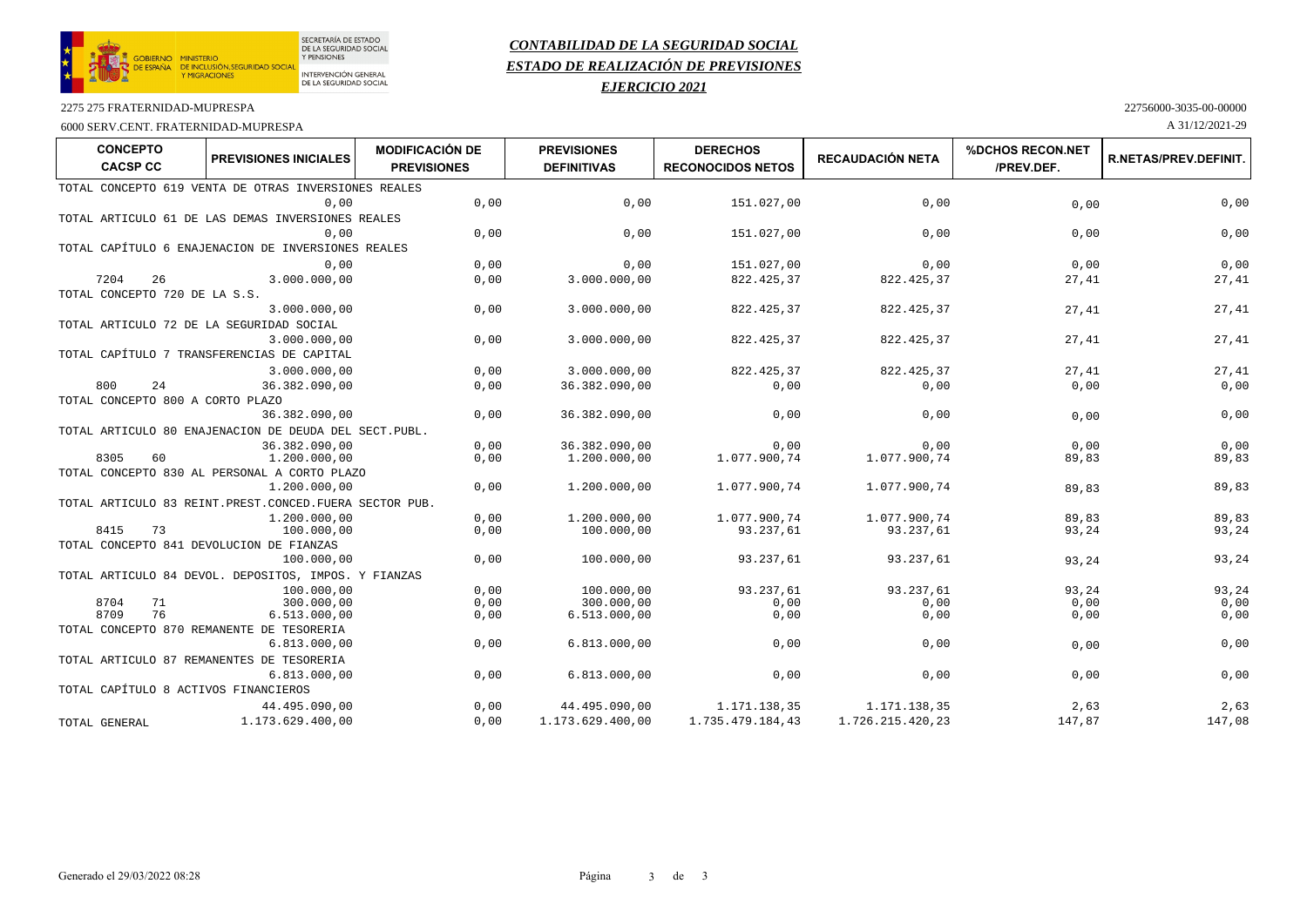# *CONTABILIDAD DE LA SEGURIDAD SOCIAL*

## *ESTADO DE REALIZACIÓN DE PREVISIONES*

## *EJERCICIO 2021*

2275 275 FRATERNIDAD-MUPRESPA — 22756000-3035-00-00000

6000 SERV.CENT. FRATERNIDAD-MUPRESPA — A 31/12/2021-29

| CONCEPTO CACSP CC | PREVISIONES INICIALES | MODIFICACIÓN DE PREVISIONES | PREVISIONES DEFINITIVAS | DERECHOS RECONOCIDOS NETOS | RECAUDACIÓN NETA | %DCHOS RECON.NET /PREV.DEF. | R.NETAS/PREV.DEFINIT. |
|---|---|---|---|---|---|---|---|
| TOTAL CONCEPTO 619 VENTA DE OTRAS INVERSIONES REALES | | | | | | | |
| | 0,00 | 0,00 | 0,00 | 151.027,00 | 0,00 | 0,00 | 0,00 |
| TOTAL ARTICULO 61 DE LAS DEMAS INVERSIONES REALES | | | | | | | |
| | 0,00 | 0,00 | 0,00 | 151.027,00 | 0,00 | 0,00 | 0,00 |
| TOTAL CAPÍTULO 6 ENAJENACION DE INVERSIONES REALES | | | | | | | |
| | 0,00 | 0,00 | 0,00 | 151.027,00 | 0,00 | 0,00 | 0,00 |
| 7204 26 | 3.000.000,00 | 0,00 | 3.000.000,00 | 822.425,37 | 822.425,37 | 27,41 | 27,41 |
| TOTAL CONCEPTO 720 DE LA S.S. | | | | | | | |
| | 3.000.000,00 | 0,00 | 3.000.000,00 | 822.425,37 | 822.425,37 | 27,41 | 27,41 |
| TOTAL ARTICULO 72 DE LA SEGURIDAD SOCIAL | | | | | | | |
| | 3.000.000,00 | 0,00 | 3.000.000,00 | 822.425,37 | 822.425,37 | 27,41 | 27,41 |
| TOTAL CAPÍTULO 7 TRANSFERENCIAS DE CAPITAL | | | | | | | |
| | 3.000.000,00 | 0,00 | 3.000.000,00 | 822.425,37 | 822.425,37 | 27,41 | 27,41 |
| 800 24 | 36.382.090,00 | 0,00 | 36.382.090,00 | 0,00 | 0,00 | 0,00 | 0,00 |
| TOTAL CONCEPTO 800 A CORTO PLAZO | | | | | | | |
| | 36.382.090,00 | 0,00 | 36.382.090,00 | 0,00 | 0,00 | 0,00 | 0,00 |
| TOTAL ARTICULO 80 ENAJENACION DE DEUDA DEL SECT.PUBL. | | | | | | | |
| | 36.382.090,00 | 0,00 | 36.382.090,00 | 0,00 | 0,00 | 0,00 | 0,00 |
| 8305 60 | 1.200.000,00 | 0,00 | 1.200.000,00 | 1.077.900,74 | 1.077.900,74 | 89,83 | 89,83 |
| TOTAL CONCEPTO 830 AL PERSONAL A CORTO PLAZO | | | | | | | |
| | 1.200.000,00 | 0,00 | 1.200.000,00 | 1.077.900,74 | 1.077.900,74 | 89,83 | 89,83 |
| TOTAL ARTICULO 83 REINT.PREST.CONCED.FUERA SECTOR PUB. | | | | | | | |
| | 1.200.000,00 | 0,00 | 1.200.000,00 | 1.077.900,74 | 1.077.900,74 | 89,83 | 89,83 |
| 8415 73 | 100.000,00 | 0,00 | 100.000,00 | 93.237,61 | 93.237,61 | 93,24 | 93,24 |
| TOTAL CONCEPTO 841 DEVOLUCION DE FIANZAS | | | | | | | |
| | 100.000,00 | 0,00 | 100.000,00 | 93.237,61 | 93.237,61 | 93,24 | 93,24 |
| TOTAL ARTICULO 84 DEVOL. DEPOSITOS, IMPOS. Y FIANZAS | | | | | | | |
| | 100.000,00 | 0,00 | 100.000,00 | 93.237,61 | 93.237,61 | 93,24 | 93,24 |
| 8704 71 | 300.000,00 | 0,00 | 300.000,00 | 0,00 | 0,00 | 0,00 | 0,00 |
| 8709 76 | 6.513.000,00 | 0,00 | 6.513.000,00 | 0,00 | 0,00 | 0,00 | 0,00 |
| TOTAL CONCEPTO 870 REMANENTE DE TESORERIA | | | | | | | |
| | 6.813.000,00 | 0,00 | 6.813.000,00 | 0,00 | 0,00 | 0,00 | 0,00 |
| TOTAL ARTICULO 87 REMANENTES DE TESORERIA | | | | | | | |
| | 6.813.000,00 | 0,00 | 6.813.000,00 | 0,00 | 0,00 | 0,00 | 0,00 |
| TOTAL CAPÍTULO 8 ACTIVOS FINANCIEROS | | | | | | | |
| | 44.495.090,00 | 0,00 | 44.495.090,00 | 1.171.138,35 | 1.171.138,35 | 2,63 | 2,63 |
| TOTAL GENERAL | 1.173.629.400,00 | 0,00 | 1.173.629.400,00 | 1.735.479.184,43 | 1.726.215.420,23 | 147,87 | 147,08 |

Generado el 29/03/2022 08:28